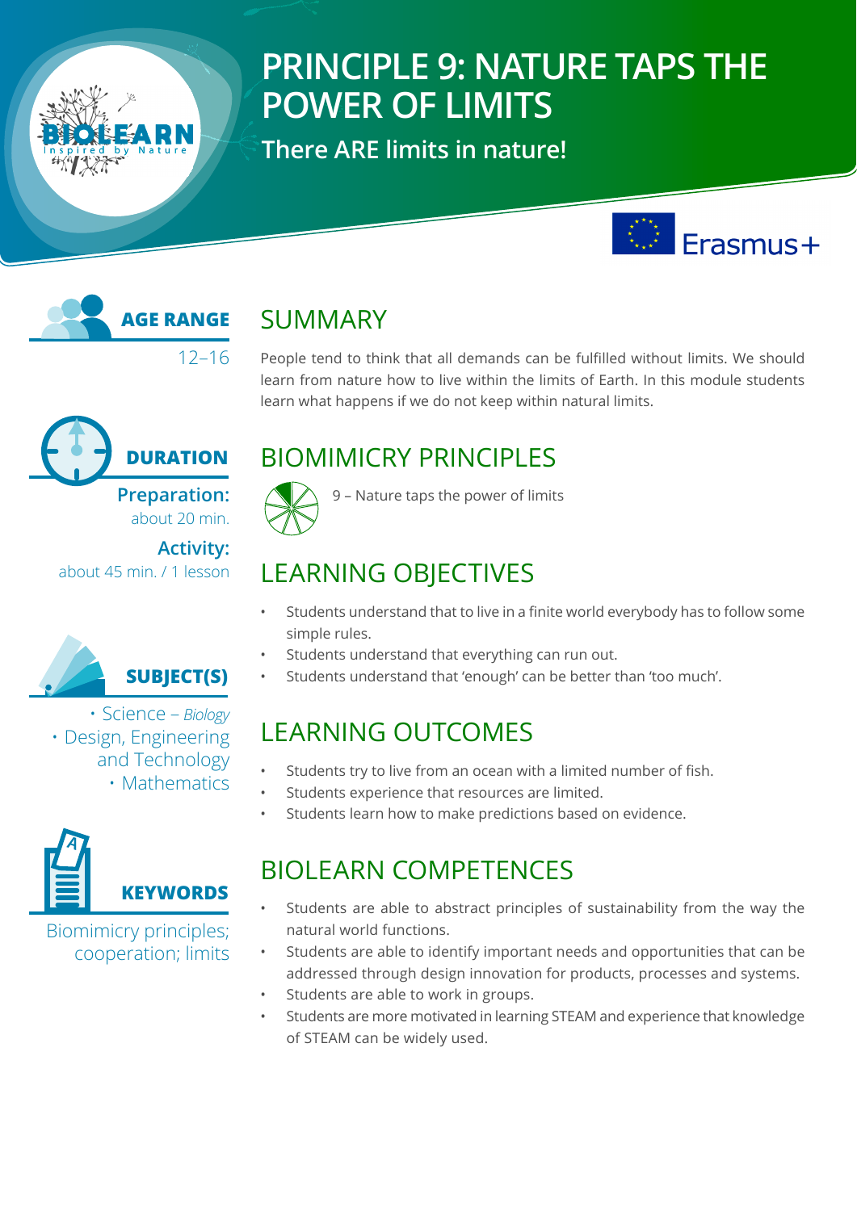# PRINCIPLE 9: NATURE TAPS THE POWER OF LIMITS

## There ARE limits in nature!

**AGE RANGE**

12–16

**DURATION**

**Preparation:** about 20 min.

**Activity:** about 45 min. / 1 lesson

**SUBJECT(S)**

- Science – *Biology*
- Design, Engineering and Technology
- Mathematics

**KEYWORDS**

Biomimicry principles; cooperation; limits

## SUMMARY

People tend to think that all demands can be fulfilled without limits. We should learn from nature how to live within the limits of Earth. In this module students learn what happens if we do not keep within natural limits.

## BIOMIMICRY PRINCIPLES

9 – Nature taps the power of limits

## LEARNING OBJECTIVES

- Students understand that to live in a finite world everybody has to follow some simple rules.
- Students understand that everything can run out.
- Students understand that 'enough' can be better than 'too much'.

## LEARNING OUTCOMES

- Students try to live from an ocean with a limited number of fish.
- Students experience that resources are limited.
- Students learn how to make predictions based on evidence.

## BIOLEARN COMPETENCES

- Students are able to abstract principles of sustainability from the way the natural world functions.
- Students are able to identify important needs and opportunities that can be addressed through design innovation for products, processes and systems.
- Students are able to work in groups.
- Students are more motivated in learning STEAM and experience that knowledge of STEAM can be widely used.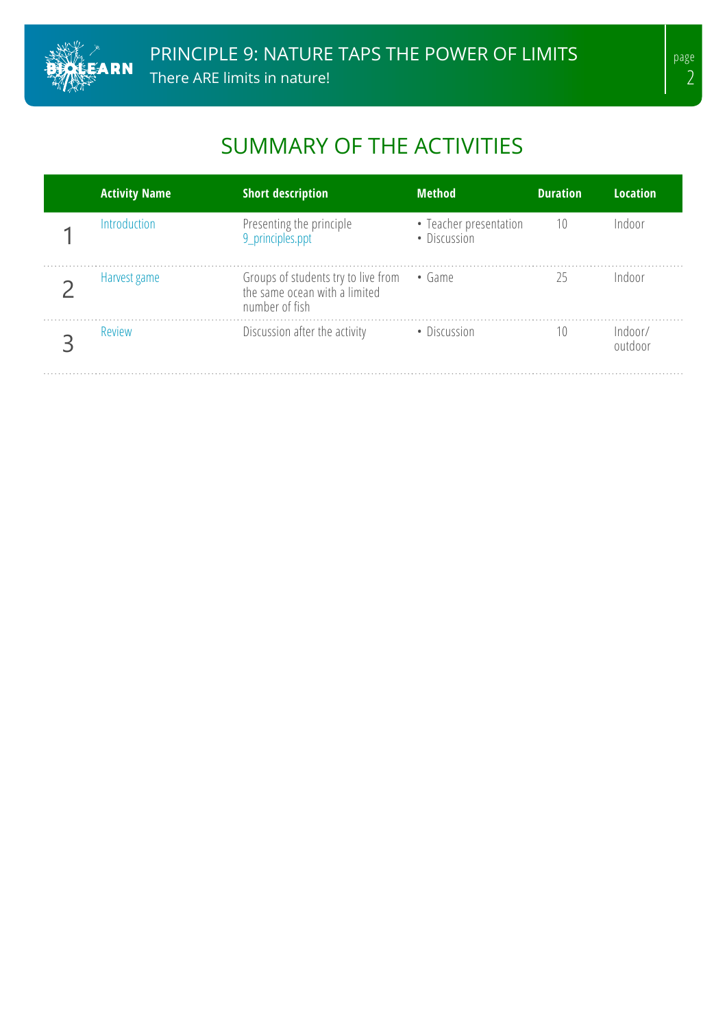# SUMMARY OF THE ACTIVITIES

| | Activity Name | Short description | Method | Duration | Location |
|---|---|---|---|---|---|
| 1 | Introduction | Presenting the principle 9_principles.ppt | • Teacher presentation • Discussion | 10 | Indoor |
| 2 | Harvest game | Groups of students try to live from the same ocean with a limited number of fish | • Game | 25 | Indoor |
| 3 | Review | Discussion after the activity | • Discussion | 10 | Indoor/ outdoor |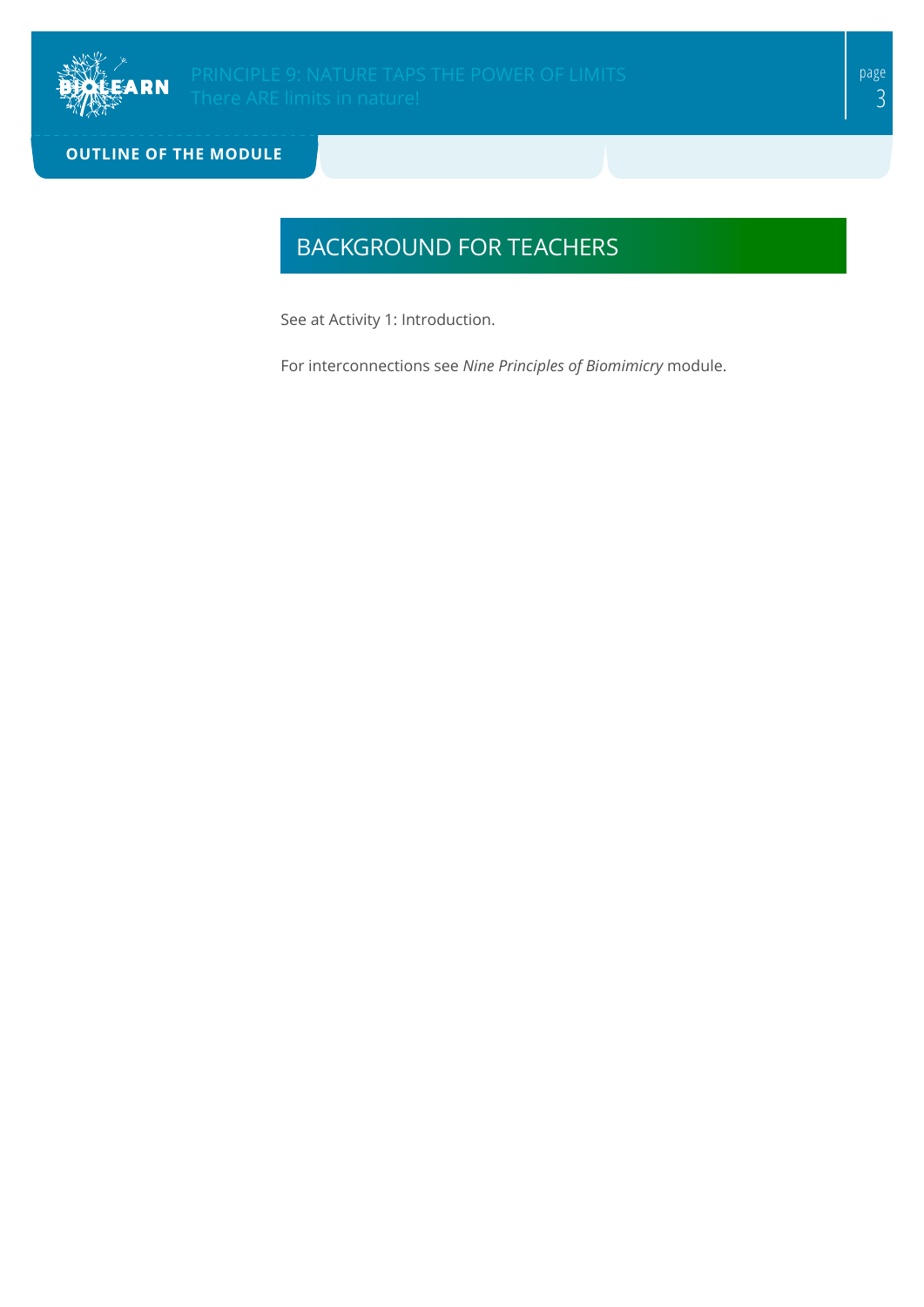## BACKGROUND FOR TEACHERS

See at Activity 1: Introduction.

For interconnections see *Nine Principles of Biomimicry* module.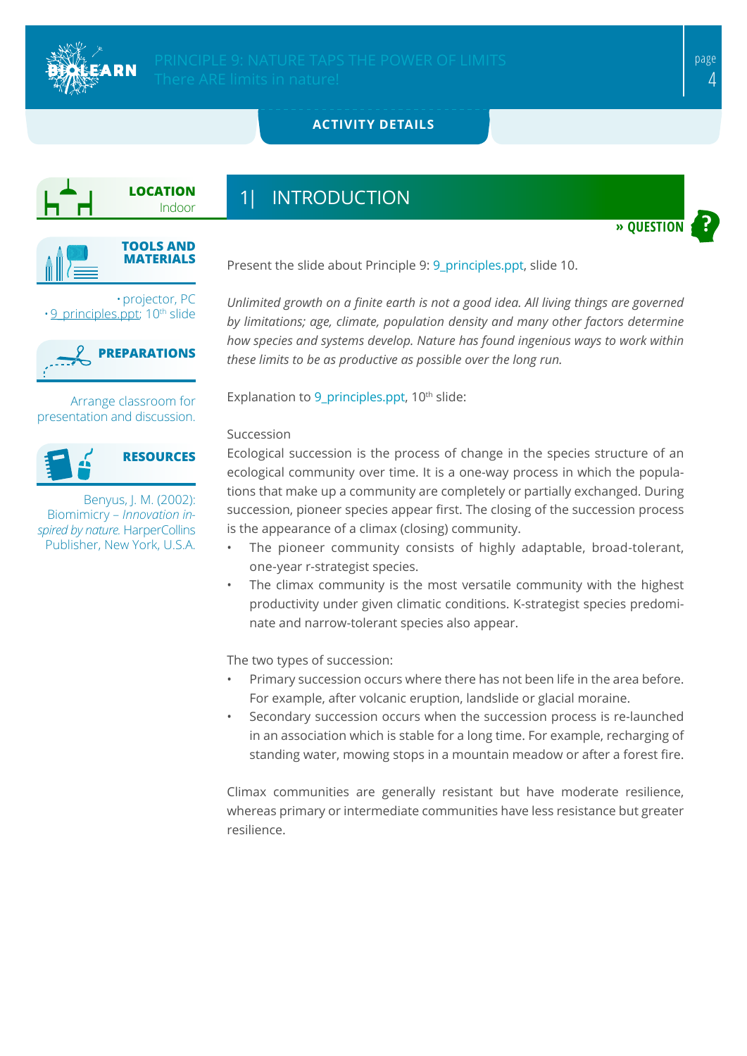**ACTIVITY DETAILS**

**LOCATION**
Indoor

**TOOLS AND MATERIALS**

- projector, PC
- 9_principles.ppt; 10th slide

**PREPARATIONS**

Arrange classroom for presentation and discussion.

**RESOURCES**

Benyus, J. M. (2002): Biomimicry – *Innovation inspired by nature.* HarperCollins Publisher, New York, U.S.A.

## 1| INTRODUCTION

**» QUESTION**

Present the slide about Principle 9: 9_principles.ppt, slide 10.

*Unlimited growth on a finite earth is not a good idea. All living things are governed by limitations; age, climate, population density and many other factors determine how species and systems develop. Nature has found ingenious ways to work within these limits to be as productive as possible over the long run.*

Explanation to 9_principles.ppt, 10th slide:

Succession

Ecological succession is the process of change in the species structure of an ecological community over time. It is a one-way process in which the populations that make up a community are completely or partially exchanged. During succession, pioneer species appear first. The closing of the succession process is the appearance of a climax (closing) community.

- The pioneer community consists of highly adaptable, broad-tolerant, one-year r-strategist species.
- The climax community is the most versatile community with the highest productivity under given climatic conditions. K-strategist species predominate and narrow-tolerant species also appear.

The two types of succession:

- Primary succession occurs where there has not been life in the area before. For example, after volcanic eruption, landslide or glacial moraine.
- Secondary succession occurs when the succession process is re-launched in an association which is stable for a long time. For example, recharging of standing water, mowing stops in a mountain meadow or after a forest fire.

Climax communities are generally resistant but have moderate resilience, whereas primary or intermediate communities have less resistance but greater resilience.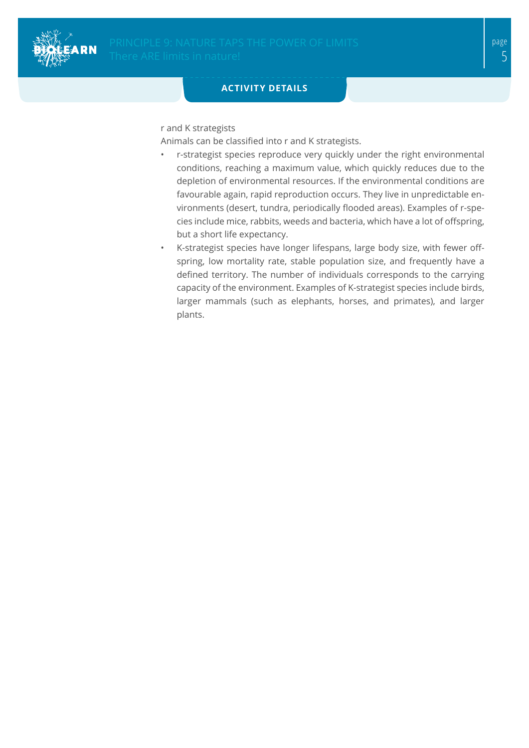**ACTIVITY DETAILS**

r and K strategists

Animals can be classified into r and K strategists.

- r-strategist species reproduce very quickly under the right environmental conditions, reaching a maximum value, which quickly reduces due to the depletion of environmental resources. If the environmental conditions are favourable again, rapid reproduction occurs. They live in unpredictable environments (desert, tundra, periodically flooded areas). Examples of r-species include mice, rabbits, weeds and bacteria, which have a lot of offspring, but a short life expectancy.
- K-strategist species have longer lifespans, large body size, with fewer offspring, low mortality rate, stable population size, and frequently have a defined territory. The number of individuals corresponds to the carrying capacity of the environment. Examples of K-strategist species include birds, larger mammals (such as elephants, horses, and primates), and larger plants.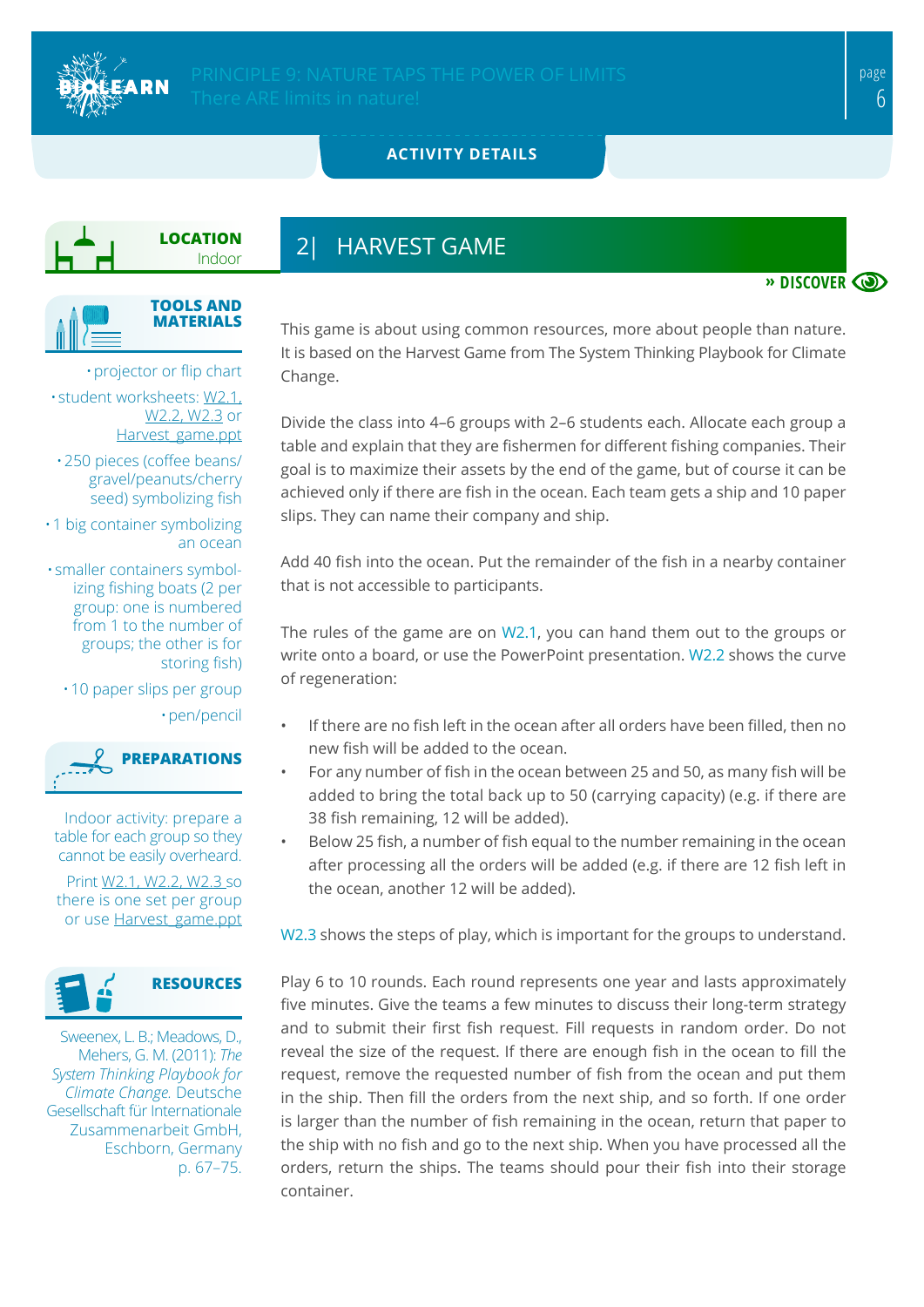**ACTIVITY DETAILS**

**LOCATION**
Indoor

**TOOLS AND MATERIALS**

- projector or flip chart
- student worksheets: W2.1, W2.2, W2.3 or Harvest_game.ppt
- 250 pieces (coffee beans/ gravel/peanuts/cherry seed) symbolizing fish
- 1 big container symbolizing an ocean
- smaller containers symbolizing fishing boats (2 per group: one is numbered from 1 to the number of groups; the other is for storing fish)
- 10 paper slips per group
- pen/pencil

**PREPARATIONS**

Indoor activity: prepare a table for each group so they cannot be easily overheard.

Print W2.1, W2.2, W2.3 so there is one set per group or use Harvest_game.ppt

**RESOURCES**

Sweenex, L. B.; Meadows, D., Mehers, G. M. (2011): *The System Thinking Playbook for Climate Change*. Deutsche Gesellschaft für Internationale Zusammenarbeit GmbH, Eschborn, Germany p. 67–75.

## 2| HARVEST GAME

**» DISCOVER**

This game is about using common resources, more about people than nature. It is based on the Harvest Game from The System Thinking Playbook for Climate Change.

Divide the class into 4–6 groups with 2–6 students each. Allocate each group a table and explain that they are fishermen for different fishing companies. Their goal is to maximize their assets by the end of the game, but of course it can be achieved only if there are fish in the ocean. Each team gets a ship and 10 paper slips. They can name their company and ship.

Add 40 fish into the ocean. Put the remainder of the fish in a nearby container that is not accessible to participants.

The rules of the game are on W2.1, you can hand them out to the groups or write onto a board, or use the PowerPoint presentation. W2.2 shows the curve of regeneration:

- If there are no fish left in the ocean after all orders have been filled, then no new fish will be added to the ocean.
- For any number of fish in the ocean between 25 and 50, as many fish will be added to bring the total back up to 50 (carrying capacity) (e.g. if there are 38 fish remaining, 12 will be added).
- Below 25 fish, a number of fish equal to the number remaining in the ocean after processing all the orders will be added (e.g. if there are 12 fish left in the ocean, another 12 will be added).

W2.3 shows the steps of play, which is important for the groups to understand.

Play 6 to 10 rounds. Each round represents one year and lasts approximately five minutes. Give the teams a few minutes to discuss their long-term strategy and to submit their first fish request. Fill requests in random order. Do not reveal the size of the request. If there are enough fish in the ocean to fill the request, remove the requested number of fish from the ocean and put them in the ship. Then fill the orders from the next ship, and so forth. If one order is larger than the number of fish remaining in the ocean, return that paper to the ship with no fish and go to the next ship. When you have processed all the orders, return the ships. The teams should pour their fish into their storage container.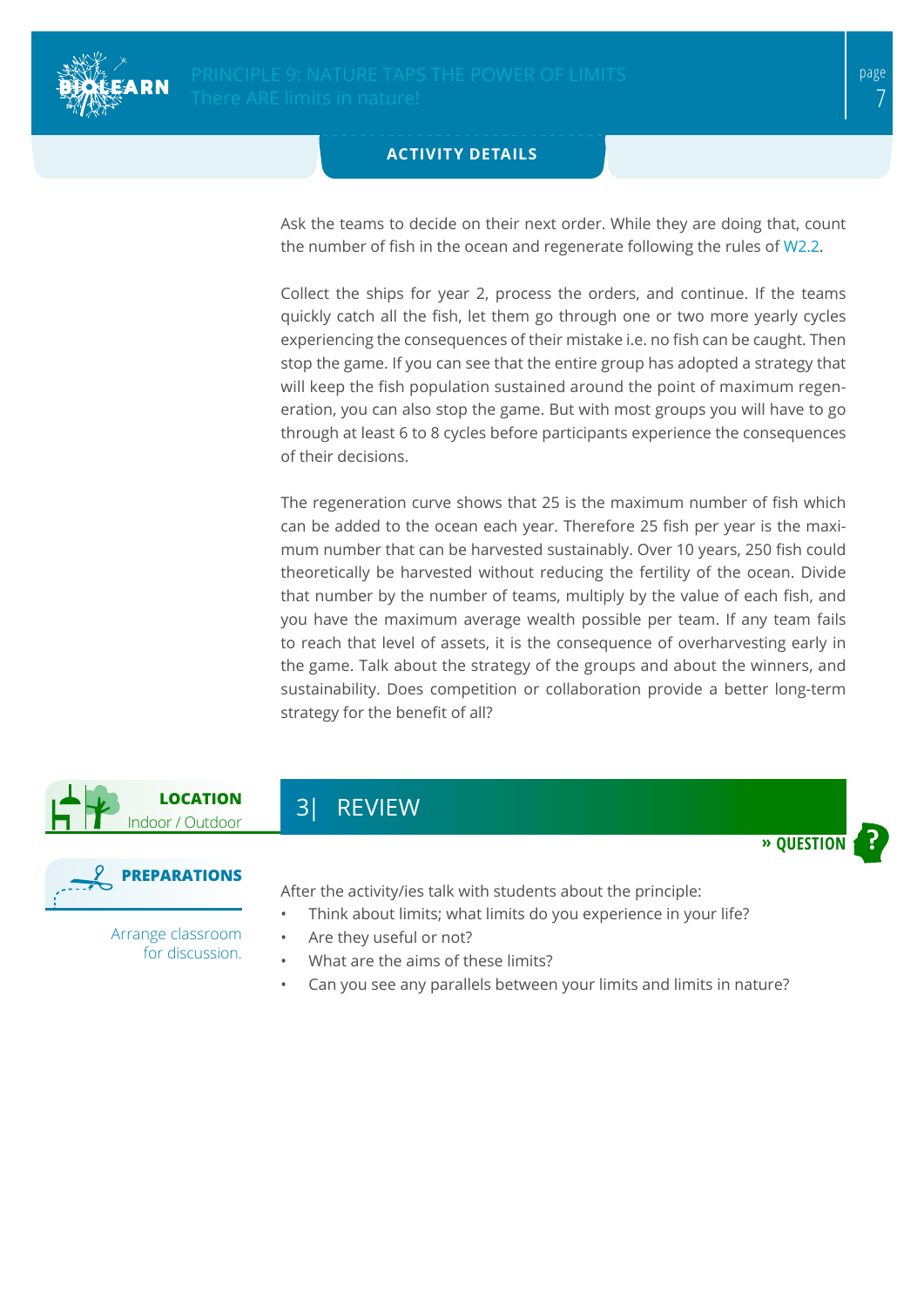ACTIVITY DETAILS

Ask the teams to decide on their next order. While they are doing that, count the number of fish in the ocean and regenerate following the rules of W2.2.

Collect the ships for year 2, process the orders, and continue. If the teams quickly catch all the fish, let them go through one or two more yearly cycles experiencing the consequences of their mistake i.e. no fish can be caught. Then stop the game. If you can see that the entire group has adopted a strategy that will keep the fish population sustained around the point of maximum regeneration, you can also stop the game. But with most groups you will have to go through at least 6 to 8 cycles before participants experience the consequences of their decisions.

The regeneration curve shows that 25 is the maximum number of fish which can be added to the ocean each year. Therefore 25 fish per year is the maximum number that can be harvested sustainably. Over 10 years, 250 fish could theoretically be harvested without reducing the fertility of the ocean. Divide that number by the number of teams, multiply by the value of each fish, and you have the maximum average wealth possible per team. If any team fails to reach that level of assets, it is the consequence of overharvesting early in the game. Talk about the strategy of the groups and about the winners, and sustainability. Does competition or collaboration provide a better long-term strategy for the benefit of all?

**LOCATION**
Indoor / Outdoor

**PREPARATIONS**
Arrange classroom for discussion.

## 3| REVIEW

**» QUESTION**

After the activity/ies talk with students about the principle:

- Think about limits; what limits do you experience in your life?
- Are they useful or not?
- What are the aims of these limits?
- Can you see any parallels between your limits and limits in nature?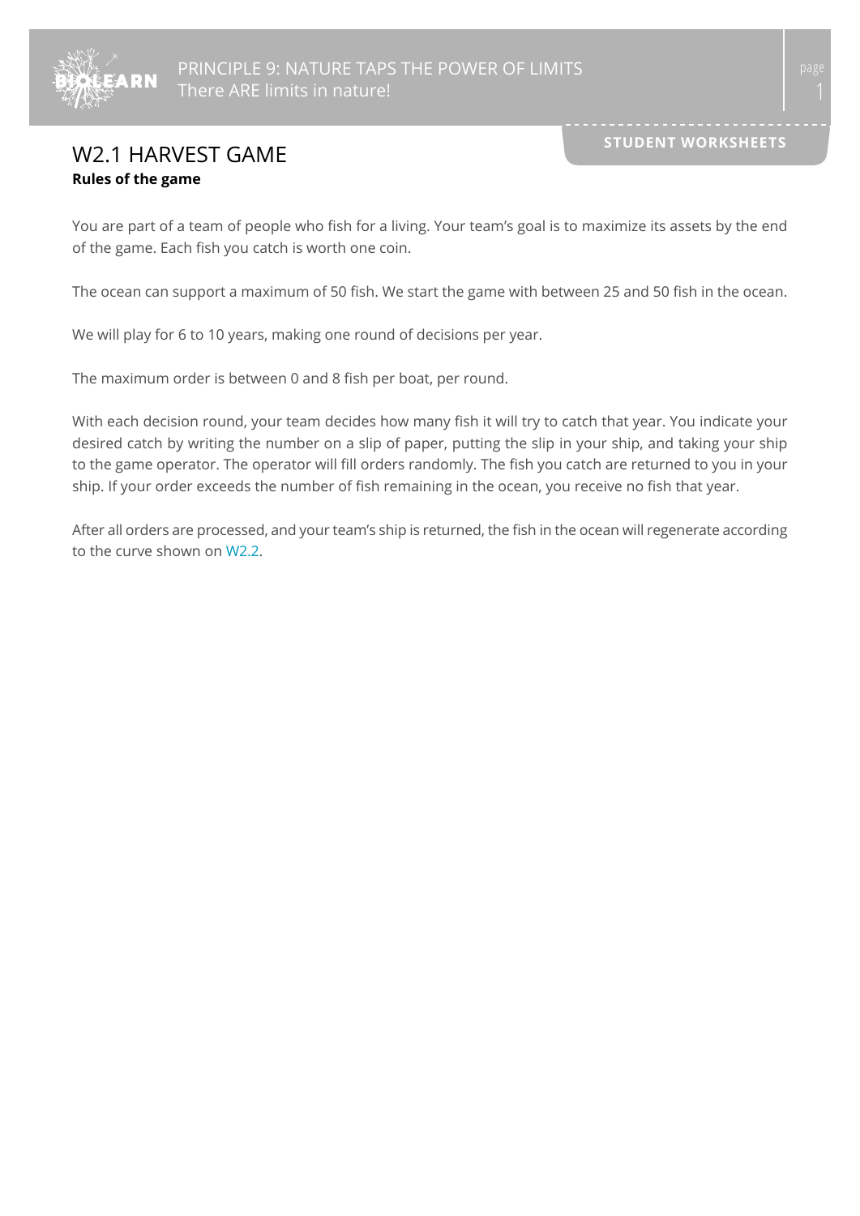# W2.1 HARVEST GAME

**Rules of the game**

You are part of a team of people who fish for a living. Your team's goal is to maximize its assets by the end of the game. Each fish you catch is worth one coin.

The ocean can support a maximum of 50 fish. We start the game with between 25 and 50 fish in the ocean.

We will play for 6 to 10 years, making one round of decisions per year.

The maximum order is between 0 and 8 fish per boat, per round.

With each decision round, your team decides how many fish it will try to catch that year. You indicate your desired catch by writing the number on a slip of paper, putting the slip in your ship, and taking your ship to the game operator. The operator will fill orders randomly. The fish you catch are returned to you in your ship. If your order exceeds the number of fish remaining in the ocean, you receive no fish that year.

After all orders are processed, and your team's ship is returned, the fish in the ocean will regenerate according to the curve shown on W2.2.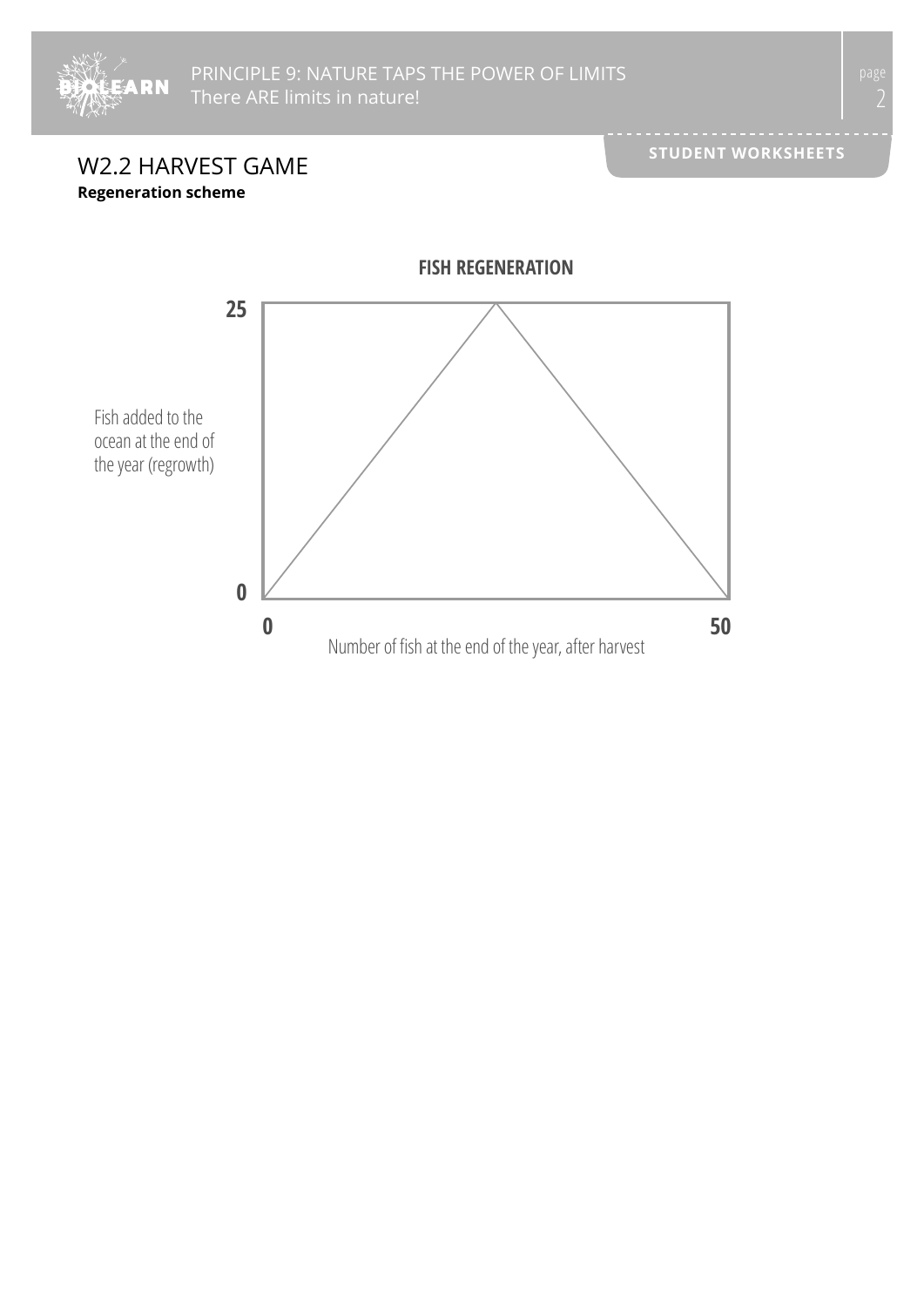# W2.2 HARVEST GAME

**Regeneration scheme**

**FISH REGENERATION**

25

Fish added to the ocean at the end of the year (regrowth)

0

0 50

Number of fish at the end of the year, after harvest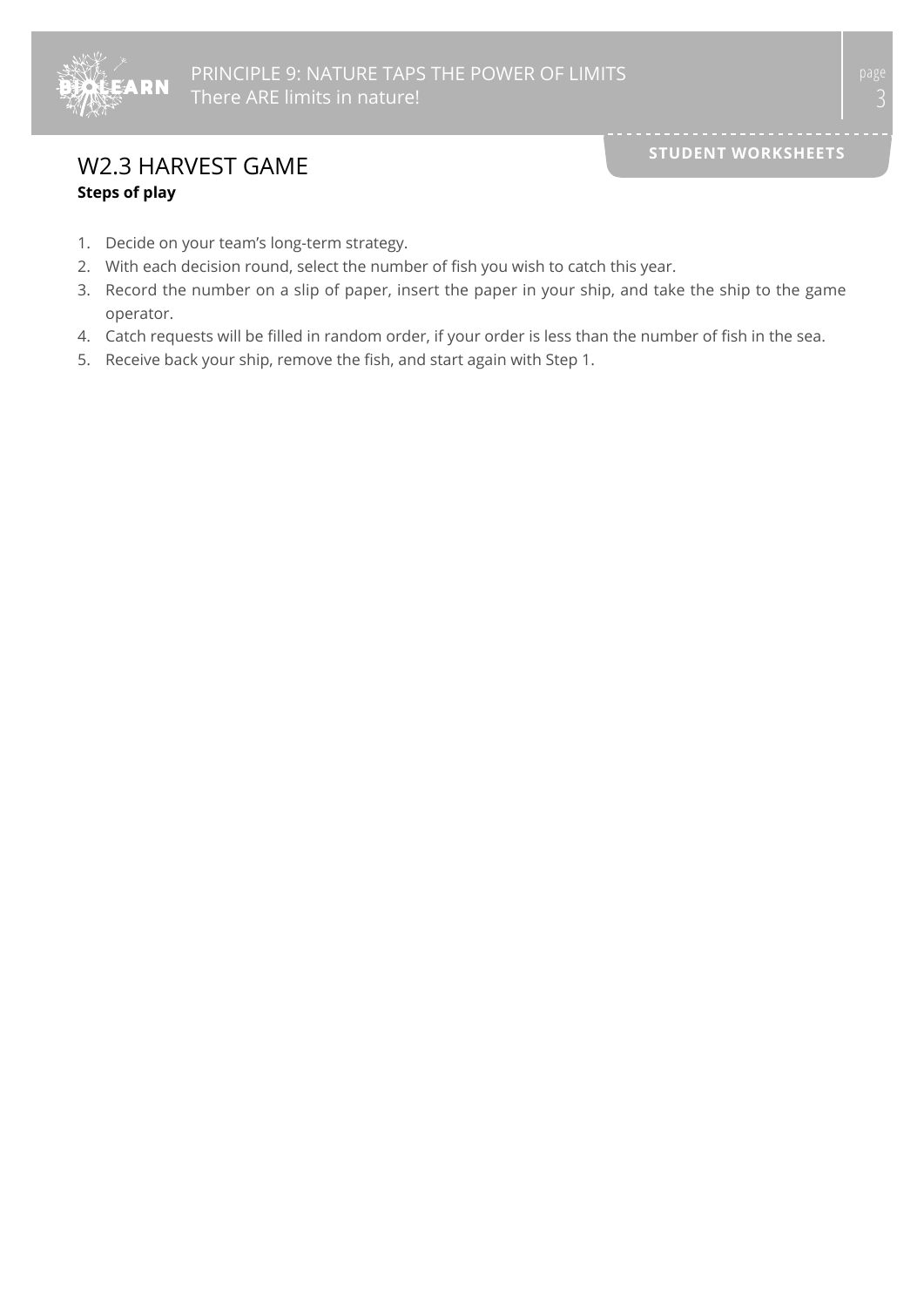## W2.3 HARVEST GAME

**Steps of play**

1. Decide on your team’s long-term strategy.
2. With each decision round, select the number of fish you wish to catch this year.
3. Record the number on a slip of paper, insert the paper in your ship, and take the ship to the game operator.
4. Catch requests will be filled in random order, if your order is less than the number of fish in the sea.
5. Receive back your ship, remove the fish, and start again with Step 1.